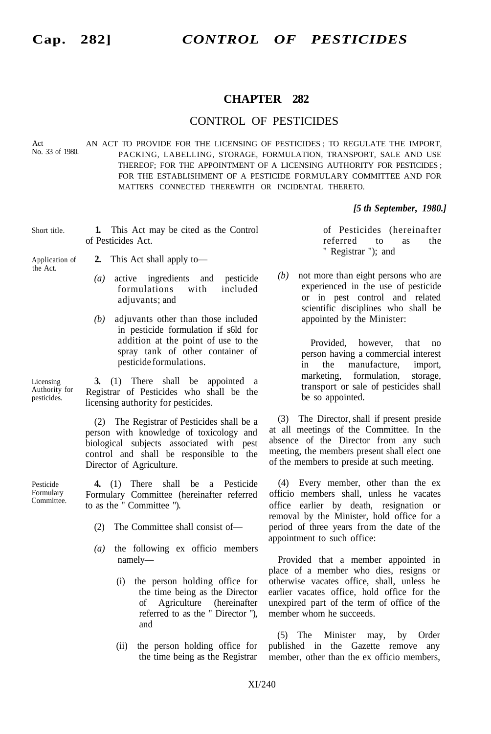# CHAPTER 282

## CONTROL OF PESTICIDES

Act No. 33 of 1980.

AN ACT TO PROVIDE FOR THE LICENSING OF PESTICIDES ; TO REGULATE THE IMPORT, PACKING, LABELLING, STORAGE, FORMULATION, TRANSPORT, SALE AND USE THEREOF; FOR THE APPOINTMENT OF A LICENSING AUTHORITY FOR PESTICIDES ; FOR THE ESTABLISHMENT OF A PESTICIDE FORMULARY COMMITTEE AND FOR MATTERS CONNECTED THEREWITH OR INCIDENTAL THERETO.

***[5 th September, 1980.]***

Short title.

**1.** This Act may be cited as the Control of Pesticides Act.

Application of the Act.

**2.** This Act shall apply to—

*(a)* active ingredients and pesticide formulations with included adjuvants; and

*(b)* adjuvants other than those included in pesticide formulation if s6ld for addition at the point of use to the spray tank of other container of pesticide formulations.

Licensing Authority for pesticides.

**3.** (1) There shall be appointed a Registrar of Pesticides who shall be the licensing authority for pesticides.

(2) The Registrar of Pesticides shall be a person with knowledge of toxicology and biological subjects associated with pest control and shall be responsible to the Director of Agriculture.

Pesticide Formulary Committee.

**4.** (1) There shall be a Pesticide Formulary Committee (hereinafter referred to as the " Committee ").

(2) The Committee shall consist of—

*(a)* the following ex officio members namely—

(i) the person holding office for the time being as the Director of Agriculture (hereinafter referred to as the " Director "), and

(ii) the person holding office for the time being as the Registrar of Pesticides (hereinafter referred to as the " Registrar "); and

*(b)* not more than eight persons who are experienced in the use of pesticide or in pest control and related scientific disciplines who shall be appointed by the Minister:

Provided, however, that no person having a commercial interest in the manufacture, import, marketing, formulation, storage, transport or sale of pesticides shall be so appointed.

(3) The Director, shall if present preside at all meetings of the Committee. In the absence of the Director from any such meeting, the members present shall elect one of the members to preside at such meeting.

(4) Every member, other than the ex officio members shall, unless he vacates office earlier by death, resignation or removal by the Minister, hold office for a period of three years from the date of the appointment to such office:

Provided that a member appointed in place of a member who dies, resigns or otherwise vacates office, shall, unless he earlier vacates office, hold office for the unexpired part of the term of office of the member whom he succeeds.

(5) The Minister may, by Order published in the Gazette remove any member, other than the ex officio members,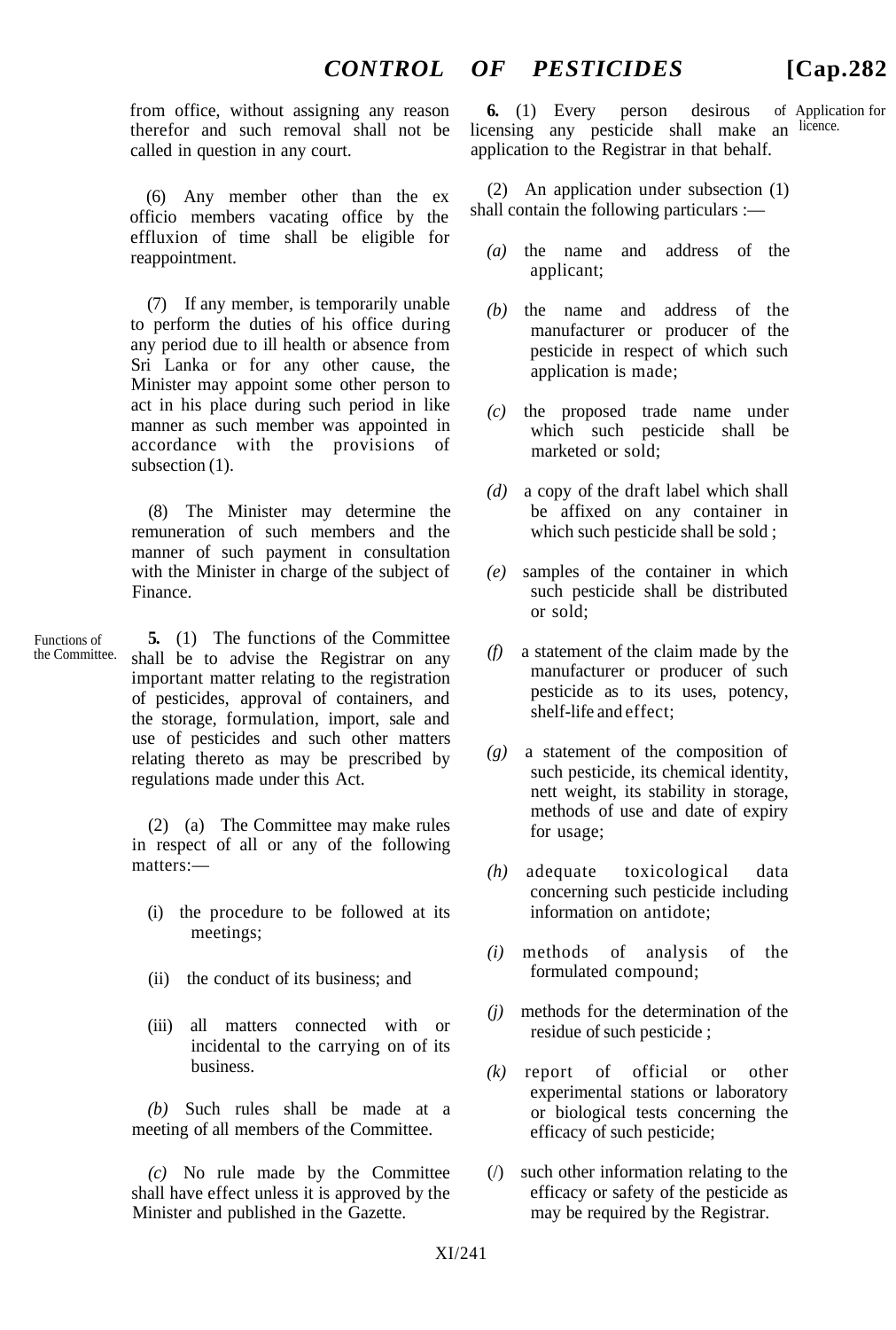from office, without assigning any reason therefor and such removal shall not be called in question in any court.

(6) Any member other than the ex officio members vacating office by the effluxion of time shall be eligible for reappointment.

(7) If any member, is temporarily unable to perform the duties of his office during any period due to ill health or absence from Sri Lanka or for any other cause, the Minister may appoint some other person to act in his place during such period in like manner as such member was appointed in accordance with the provisions of subsection (1).

(8) The Minister may determine the remuneration of such members and the manner of such payment in consultation with the Minister in charge of the subject of Finance.

Functions of the Committee.

**5.** (1) The functions of the Committee shall be to advise the Registrar on any important matter relating to the registration of pesticides, approval of containers, and the storage, formulation, import, sale and use of pesticides and such other matters relating thereto as may be prescribed by regulations made under this Act.

(2) (a) The Committee may make rules in respect of all or any of the following matters:—

(i) the procedure to be followed at its meetings;

(ii) the conduct of its business; and

(iii) all matters connected with or incidental to the carrying on of its business.

*(b)* Such rules shall be made at a meeting of all members of the Committee.

*(c)* No rule made by the Committee shall have effect unless it is approved by the Minister and published in the Gazette.

Application for licence.

**6.** (1) Every person desirous of licensing any pesticide shall make an application to the Registrar in that behalf.

(2) An application under subsection (1) shall contain the following particulars :—

*(a)* the name and address of the applicant;

*(b)* the name and address of the manufacturer or producer of the pesticide in respect of which such application is made;

*(c)* the proposed trade name under which such pesticide shall be marketed or sold;

*(d)* a copy of the draft label which shall be affixed on any container in which such pesticide shall be sold ;

*(e)* samples of the container in which such pesticide shall be distributed or sold;

*(f)* a statement of the claim made by the manufacturer or producer of such pesticide as to its uses, potency, shelf-life and effect;

*(g)* a statement of the composition of such pesticide, its chemical identity, nett weight, its stability in storage, methods of use and date of expiry for usage;

*(h)* adequate toxicological data concerning such pesticide including information on antidote;

*(i)* methods of analysis of the formulated compound;

*(j)* methods for the determination of the residue of such pesticide ;

*(k)* report of official or other experimental stations or laboratory or biological tests concerning the efficacy of such pesticide;

*(l)* such other information relating to the efficacy or safety of the pesticide as may be required by the Registrar.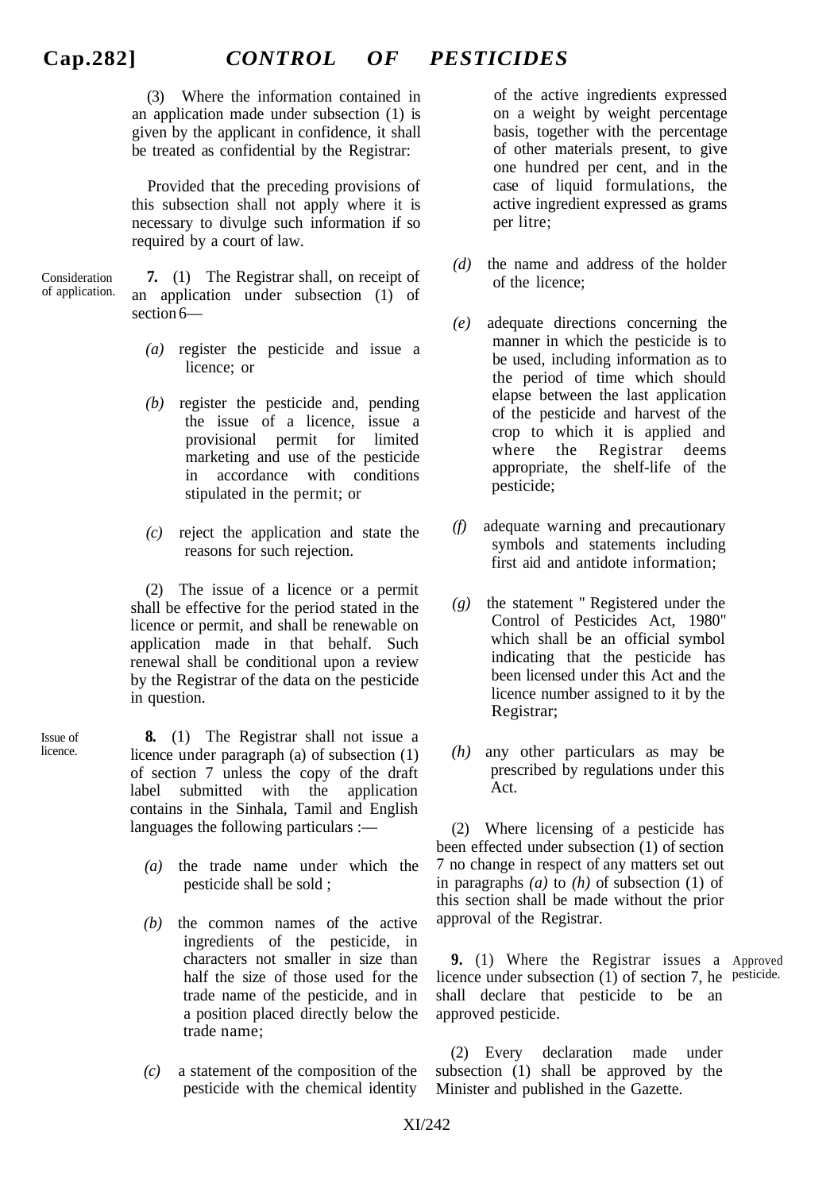(3) Where the information contained in an application made under subsection (1) is given by the applicant in confidence, it shall be treated as confidential by the Registrar:

Provided that the preceding provisions of this subsection shall not apply where it is necessary to divulge such information if so required by a court of law.

Consideration of application.

**7.** (1) The Registrar shall, on receipt of an application under subsection (1) of section 6—

*(a)* register the pesticide and issue a licence; or

*(b)* register the pesticide and, pending the issue of a licence, issue a provisional permit for limited marketing and use of the pesticide in accordance with conditions stipulated in the permit; or

*(c)* reject the application and state the reasons for such rejection.

(2) The issue of a licence or a permit shall be effective for the period stated in the licence or permit, and shall be renewable on application made in that behalf. Such renewal shall be conditional upon a review by the Registrar of the data on the pesticide in question.

Issue of licence.

**8.** (1) The Registrar shall not issue a licence under paragraph (a) of subsection (1) of section 7 unless the copy of the draft label submitted with the application contains in the Sinhala, Tamil and English languages the following particulars :—

*(a)* the trade name under which the pesticide shall be sold ;

*(b)* the common names of the active ingredients of the pesticide, in characters not smaller in size than half the size of those used for the trade name of the pesticide, and in a position placed directly below the trade name;

*(c)* a statement of the composition of the pesticide with the chemical identity of the active ingredients expressed on a weight by weight percentage basis, together with the percentage of other materials present, to give one hundred per cent, and in the case of liquid formulations, the active ingredient expressed as grams per litre;

*(d)* the name and address of the holder of the licence;

*(e)* adequate directions concerning the manner in which the pesticide is to be used, including information as to the period of time which should elapse between the last application of the pesticide and harvest of the crop to which it is applied and where the Registrar deems appropriate, the shelf-life of the pesticide;

*(f)* adequate warning and precautionary symbols and statements including first aid and antidote information;

*(g)* the statement " Registered under the Control of Pesticides Act, 1980" which shall be an official symbol indicating that the pesticide has been licensed under this Act and the licence number assigned to it by the Registrar;

*(h)* any other particulars as may be prescribed by regulations under this Act.

(2) Where licensing of a pesticide has been effected under subsection (1) of section 7 no change in respect of any matters set out in paragraphs *(a)* to *(h)* of subsection (1) of this section shall be made without the prior approval of the Registrar.

Approved pesticide.

**9.** (1) Where the Registrar issues a licence under subsection (1) of section 7, he shall declare that pesticide to be an approved pesticide.

(2) Every declaration made under subsection (1) shall be approved by the Minister and published in the Gazette.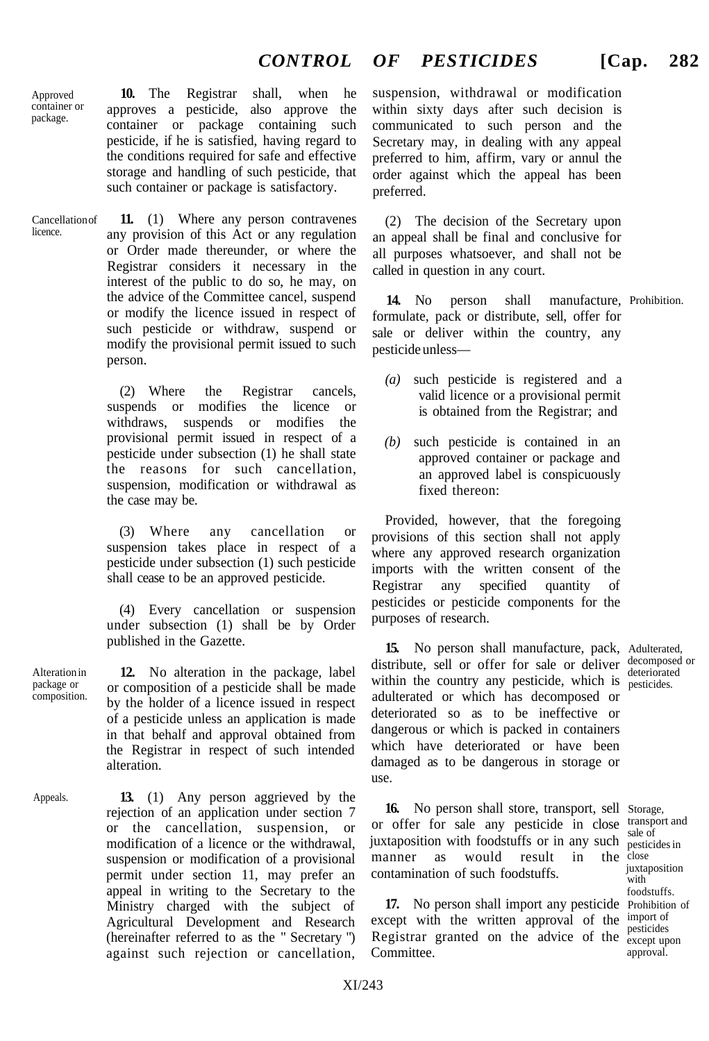Approved container or package.

**10.** The Registrar shall, when he approves a pesticide, also approve the container or package containing such pesticide, if he is satisfied, having regard to the conditions required for safe and effective storage and handling of such pesticide, that such container or package is satisfactory.

Cancellation of licence.

**11.** (1) Where any person contravenes any provision of this Act or any regulation or Order made thereunder, or where the Registrar considers it necessary in the interest of the public to do so, he may, on the advice of the Committee cancel, suspend or modify the licence issued in respect of such pesticide or withdraw, suspend or modify the provisional permit issued to such person.

(2) Where the Registrar cancels, suspends or modifies the licence or withdraws, suspends or modifies the provisional permit issued in respect of a pesticide under subsection (1) he shall state the reasons for such cancellation, suspension, modification or withdrawal as the case may be.

(3) Where any cancellation or suspension takes place in respect of a pesticide under subsection (1) such pesticide shall cease to be an approved pesticide.

(4) Every cancellation or suspension under subsection (1) shall be by Order published in the Gazette.

Alteration in package or composition.

**12.** No alteration in the package, label or composition of a pesticide shall be made by the holder of a licence issued in respect of a pesticide unless an application is made in that behalf and approval obtained from the Registrar in respect of such intended alteration.

Appeals.

**13.** (1) Any person aggrieved by the rejection of an application under section 7 or the cancellation, suspension, or modification of a licence or the withdrawal, suspension or modification of a provisional permit under section 11, may prefer an appeal in writing to the Secretary to the Ministry charged with the subject of Agricultural Development and Research (hereinafter referred to as the " Secretary ") against such rejection or cancellation, suspension, withdrawal or modification within sixty days after such decision is communicated to such person and the Secretary may, in dealing with any appeal preferred to him, affirm, vary or annul the order against which the appeal has been preferred.

(2) The decision of the Secretary upon an appeal shall be final and conclusive for all purposes whatsoever, and shall not be called in question in any court.

Prohibition.

**14.** No person shall manufacture, formulate, pack or distribute, sell, offer for sale or deliver within the country, any pesticide unless—

*(a)* such pesticide is registered and a valid licence or a provisional permit is obtained from the Registrar; and

*(b)* such pesticide is contained in an approved container or package and an approved label is conspicuously fixed thereon:

Provided, however, that the foregoing provisions of this section shall not apply where any approved research organization imports with the written consent of the Registrar any specified quantity of pesticides or pesticide components for the purposes of research.

Adulterated, decomposed or deteriorated pesticides.

**15.** No person shall manufacture, pack, distribute, sell or offer for sale or deliver within the country any pesticide, which is adulterated or which has decomposed or deteriorated so as to be ineffective or dangerous or which is packed in containers which have deteriorated or have been damaged as to be dangerous in storage or use.

Storage, transport and sale of pesticides in close juxtaposition with foodstuffs.

**16.** No person shall store, transport, sell or offer for sale any pesticide in close juxtaposition with foodstuffs or in any such manner as would result in the contamination of such foodstuffs.

Prohibition of import of pesticides except upon approval.

**17.** No person shall import any pesticide except with the written approval of the Registrar granted on the advice of the Committee.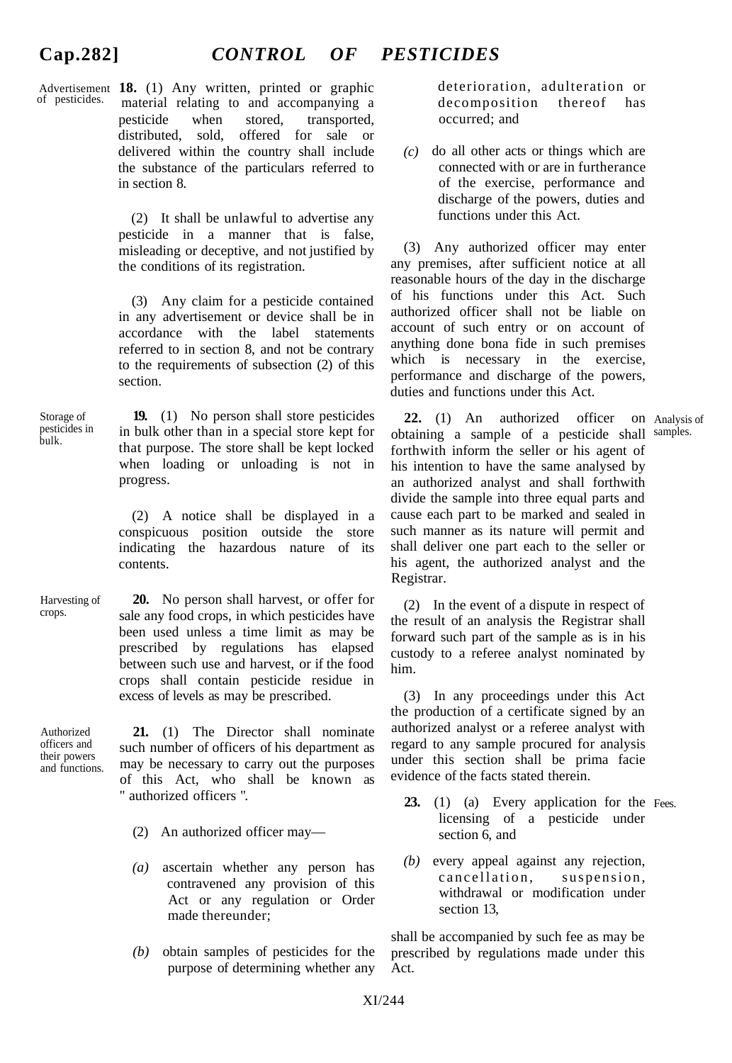**18.** (1) Any written, printed or graphic material relating to and accompanying a pesticide when stored, transported, distributed, sold, offered for sale or delivered within the country shall include the substance of the particulars referred to in section 8.

Advertisement of pesticides.

(2) It shall be unlawful to advertise any pesticide in a manner that is false, misleading or deceptive, and not justified by the conditions of its registration.

(3) Any claim for a pesticide contained in any advertisement or device shall be in accordance with the label statements referred to in section 8, and not be contrary to the requirements of subsection (2) of this section.

Storage of pesticides in bulk.

**19.** (1) No person shall store pesticides in bulk other than in a special store kept for that purpose. The store shall be kept locked when loading or unloading is not in progress.

(2) A notice shall be displayed in a conspicuous position outside the store indicating the hazardous nature of its contents.

Harvesting of crops.

**20.** No person shall harvest, or offer for sale any food crops, in which pesticides have been used unless a time limit as may be prescribed by regulations has elapsed between such use and harvest, or if the food crops shall contain pesticide residue in excess of levels as may be prescribed.

Authorized officers and their powers and functions.

**21.** (1) The Director shall nominate such number of officers of his department as may be necessary to carry out the purposes of this Act, who shall be known as " authorized officers ".

(2) An authorized officer may—

*(a)* ascertain whether any person has contravened any provision of this Act or any regulation or Order made thereunder;

*(b)* obtain samples of pesticides for the purpose of determining whether any deterioration, adulteration or decomposition thereof has occurred; and

*(c)* do all other acts or things which are connected with or are in furtherance of the exercise, performance and discharge of the powers, duties and functions under this Act.

(3) Any authorized officer may enter any premises, after sufficient notice at all reasonable hours of the day in the discharge of his functions under this Act. Such authorized officer shall not be liable on account of such entry or on account of anything done bona fide in such premises which is necessary in the exercise, performance and discharge of the powers, duties and functions under this Act.

Analysis of samples.

**22.** (1) An authorized officer on obtaining a sample of a pesticide shall forthwith inform the seller or his agent of his intention to have the same analysed by an authorized analyst and shall forthwith divide the sample into three equal parts and cause each part to be marked and sealed in such manner as its nature will permit and shall deliver one part each to the seller or his agent, the authorized analyst and the Registrar.

(2) In the event of a dispute in respect of the result of an analysis the Registrar shall forward such part of the sample as is in his custody to a referee analyst nominated by him.

(3) In any proceedings under this Act the production of a certificate signed by an authorized analyst or a referee analyst with regard to any sample procured for analysis under this section shall be prima facie evidence of the facts stated therein.

Fees.

**23.** (1) (a) Every application for the licensing of a pesticide under section 6, and

*(b)* every appeal against any rejection, cancellation, suspension, withdrawal or modification under section 13,

shall be accompanied by such fee as may be prescribed by regulations made under this Act.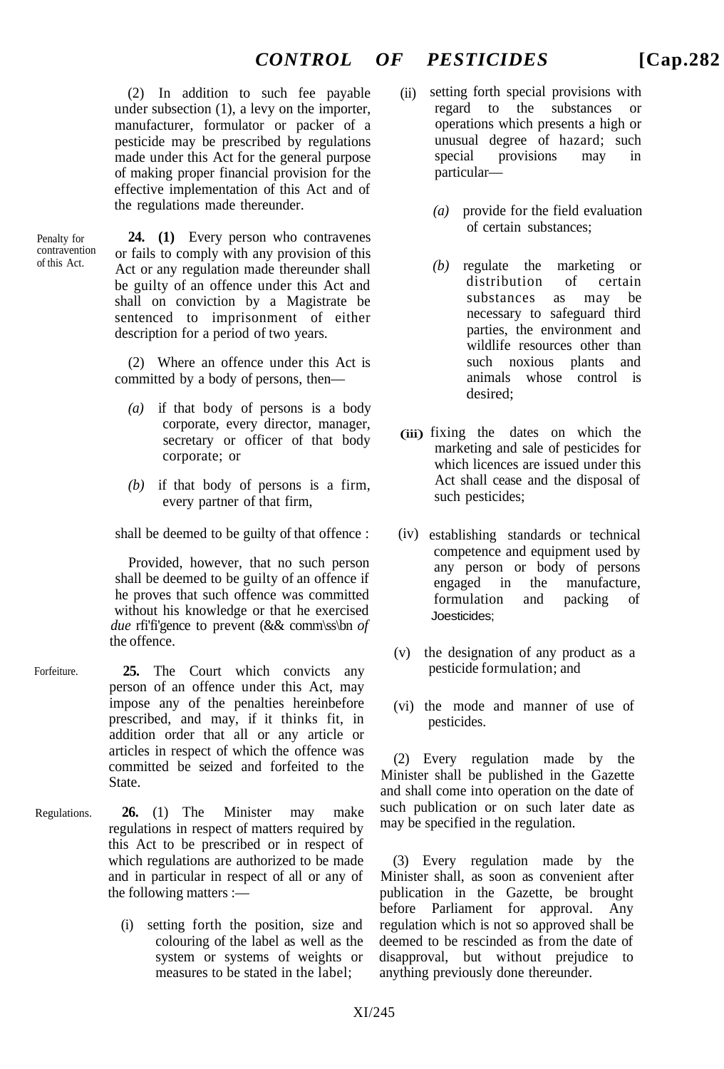(2) In addition to such fee payable under subsection (1), a levy on the importer, manufacturer, formulator or packer of a pesticide may be prescribed by regulations made under this Act for the general purpose of making proper financial provision for the effective implementation of this Act and of the regulations made thereunder.

Penalty for contravention of this Act.

**24. (1)** Every person who contravenes or fails to comply with any provision of this Act or any regulation made thereunder shall be guilty of an offence under this Act and shall on conviction by a Magistrate be sentenced to imprisonment of either description for a period of two years.

(2) Where an offence under this Act is committed by a body of persons, then—

*(a)* if that body of persons is a body corporate, every director, manager, secretary or officer of that body corporate; or

*(b)* if that body of persons is a firm, every partner of that firm,

shall be deemed to be guilty of that offence :

Provided, however, that no such person shall be deemed to be guilty of an offence if he proves that such offence was committed without his knowledge or that he exercised *due* rfi'fi'gence to prevent (&& comm\ss\bn *of* the offence.

Forfeiture.

**25.** The Court which convicts any person of an offence under this Act, may impose any of the penalties hereinbefore prescribed, and may, if it thinks fit, in addition order that all or any article or articles in respect of which the offence was committed be seized and forfeited to the State.

Regulations.

**26.** (1) The Minister may make regulations in respect of matters required by this Act to be prescribed or in respect of which regulations are authorized to be made and in particular in respect of all or any of the following matters :—

(i) setting forth the position, size and colouring of the label as well as the system or systems of weights or measures to be stated in the label;

(ii) setting forth special provisions with regard to the substances or operations which presents a high or unusual degree of hazard; such special provisions may in particular—

*(a)* provide for the field evaluation of certain substances;

*(b)* regulate the marketing or distribution of certain substances as may be necessary to safeguard third parties, the environment and wildlife resources other than such noxious plants and animals whose control is desired;

(iii) fixing the dates on which the marketing and sale of pesticides for which licences are issued under this Act shall cease and the disposal of such pesticides;

(iv) establishing standards or technical competence and equipment used by any person or body of persons engaged in the manufacture, formulation and packing of Joesticides;

(v) the designation of any product as a pesticide formulation; and

(vi) the mode and manner of use of pesticides.

(2) Every regulation made by the Minister shall be published in the Gazette and shall come into operation on the date of such publication or on such later date as may be specified in the regulation.

(3) Every regulation made by the Minister shall, as soon as convenient after publication in the Gazette, be brought before Parliament for approval. Any regulation which is not so approved shall be deemed to be rescinded as from the date of disapproval, but without prejudice to anything previously done thereunder.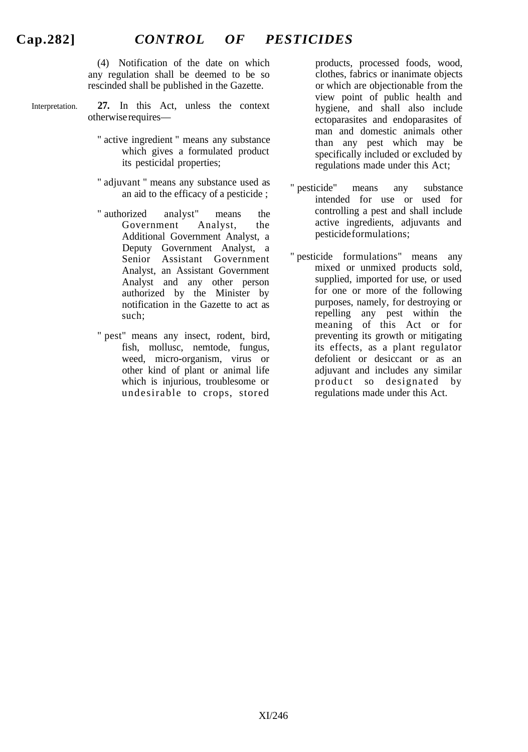(4) Notification of the date on which any regulation shall be deemed to be so rescinded shall be published in the Gazette.

Interpretation.

**27.** In this Act, unless the context otherwise requires—

" active ingredient " means any substance which gives a formulated product its pesticidal properties;

" adjuvant " means any substance used as an aid to the efficacy of a pesticide ;

" authorized analyst" means the Government Analyst, the Additional Government Analyst, a Deputy Government Analyst, a Senior Assistant Government Analyst, an Assistant Government Analyst and any other person authorized by the Minister by notification in the Gazette to act as such;

" pest" means any insect, rodent, bird, fish, mollusc, nemtode, fungus, weed, micro-organism, virus or other kind of plant or animal life which is injurious, troublesome or undesirable to crops, stored products, processed foods, wood, clothes, fabrics or inanimate objects or which are objectionable from the view point of public health and hygiene, and shall also include ectoparasites and endoparasites of man and domestic animals other than any pest which may be specifically included or excluded by regulations made under this Act;

" pesticide" means any substance intended for use or used for controlling a pest and shall include active ingredients, adjuvants and pesticide formulations;

" pesticide formulations" means any mixed or unmixed products sold, supplied, imported for use, or used for one or more of the following purposes, namely, for destroying or repelling any pest within the meaning of this Act or for preventing its growth or mitigating its effects, as a plant regulator defolient or desiccant or as an adjuvant and includes any similar product so designated by regulations made under this Act.